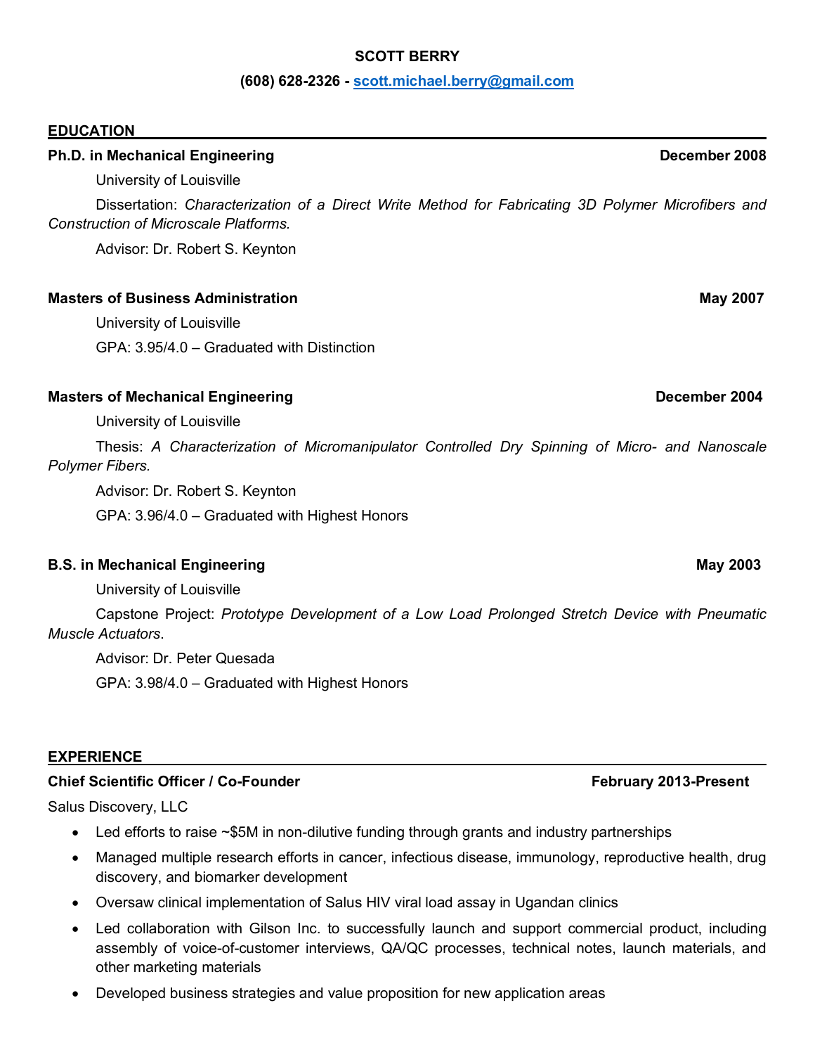# SCOTT BERRY

**(608) 628-2326 - scott.michael.berry@gmail.com**

## EDUCATION

**Ph.D. in Mechanical Engineering** **December 2008**

University of Louisville

Dissertation: *Characterization of a Direct Write Method for Fabricating 3D Polymer Microfibers and Construction of Microscale Platforms.*

Advisor: Dr. Robert S. Keynton

**Masters of Business Administration** **May 2007**

University of Louisville

GPA: 3.95/4.0 – Graduated with Distinction

**Masters of Mechanical Engineering** **December 2004**

University of Louisville

Thesis: *A Characterization of Micromanipulator Controlled Dry Spinning of Micro- and Nanoscale Polymer Fibers.*

Advisor: Dr. Robert S. Keynton

GPA: 3.96/4.0 – Graduated with Highest Honors

**B.S. in Mechanical Engineering** **May 2003**

University of Louisville

Capstone Project: *Prototype Development of a Low Load Prolonged Stretch Device with Pneumatic Muscle Actuators*.

Advisor: Dr. Peter Quesada

GPA: 3.98/4.0 – Graduated with Highest Honors

## EXPERIENCE

**Chief Scientific Officer / Co-Founder** **February 2013-Present**

Salus Discovery, LLC

- Led efforts to raise ~$5M in non-dilutive funding through grants and industry partnerships
- Managed multiple research efforts in cancer, infectious disease, immunology, reproductive health, drug discovery, and biomarker development
- Oversaw clinical implementation of Salus HIV viral load assay in Ugandan clinics
- Led collaboration with Gilson Inc. to successfully launch and support commercial product, including assembly of voice-of-customer interviews, QA/QC processes, technical notes, launch materials, and other marketing materials
- Developed business strategies and value proposition for new application areas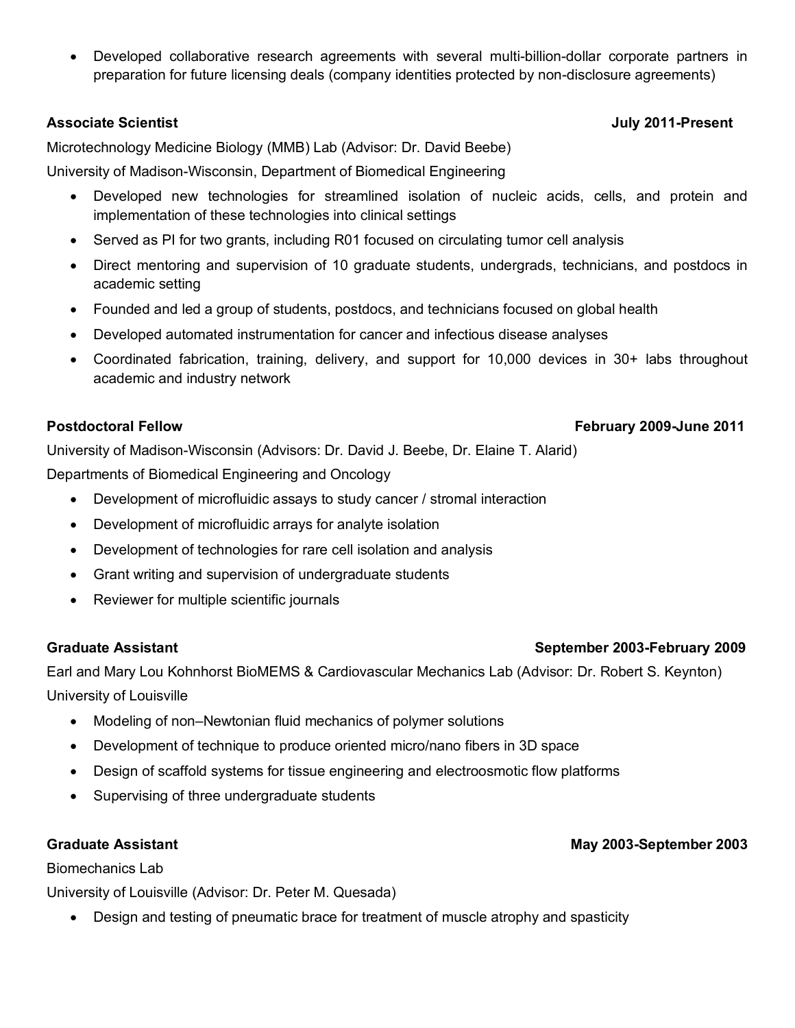- Developed collaborative research agreements with several multi-billion-dollar corporate partners in preparation for future licensing deals (company identities protected by non-disclosure agreements)

**Associate Scientist** **July 2011-Present**

Microtechnology Medicine Biology (MMB) Lab (Advisor: Dr. David Beebe)

University of Madison-Wisconsin, Department of Biomedical Engineering

- Developed new technologies for streamlined isolation of nucleic acids, cells, and protein and implementation of these technologies into clinical settings
- Served as PI for two grants, including R01 focused on circulating tumor cell analysis
- Direct mentoring and supervision of 10 graduate students, undergrads, technicians, and postdocs in academic setting
- Founded and led a group of students, postdocs, and technicians focused on global health
- Developed automated instrumentation for cancer and infectious disease analyses
- Coordinated fabrication, training, delivery, and support for 10,000 devices in 30+ labs throughout academic and industry network

**Postdoctoral Fellow** **February 2009-June 2011**

University of Madison-Wisconsin (Advisors: Dr. David J. Beebe, Dr. Elaine T. Alarid)

Departments of Biomedical Engineering and Oncology

- Development of microfluidic assays to study cancer / stromal interaction
- Development of microfluidic arrays for analyte isolation
- Development of technologies for rare cell isolation and analysis
- Grant writing and supervision of undergraduate students
- Reviewer for multiple scientific journals

**Graduate Assistant** **September 2003-February 2009**

Earl and Mary Lou Kohnhorst BioMEMS & Cardiovascular Mechanics Lab (Advisor: Dr. Robert S. Keynton)

University of Louisville

- Modeling of non–Newtonian fluid mechanics of polymer solutions
- Development of technique to produce oriented micro/nano fibers in 3D space
- Design of scaffold systems for tissue engineering and electroosmotic flow platforms
- Supervising of three undergraduate students

**Graduate Assistant** **May 2003-September 2003**

Biomechanics Lab

University of Louisville (Advisor: Dr. Peter M. Quesada)

- Design and testing of pneumatic brace for treatment of muscle atrophy and spasticity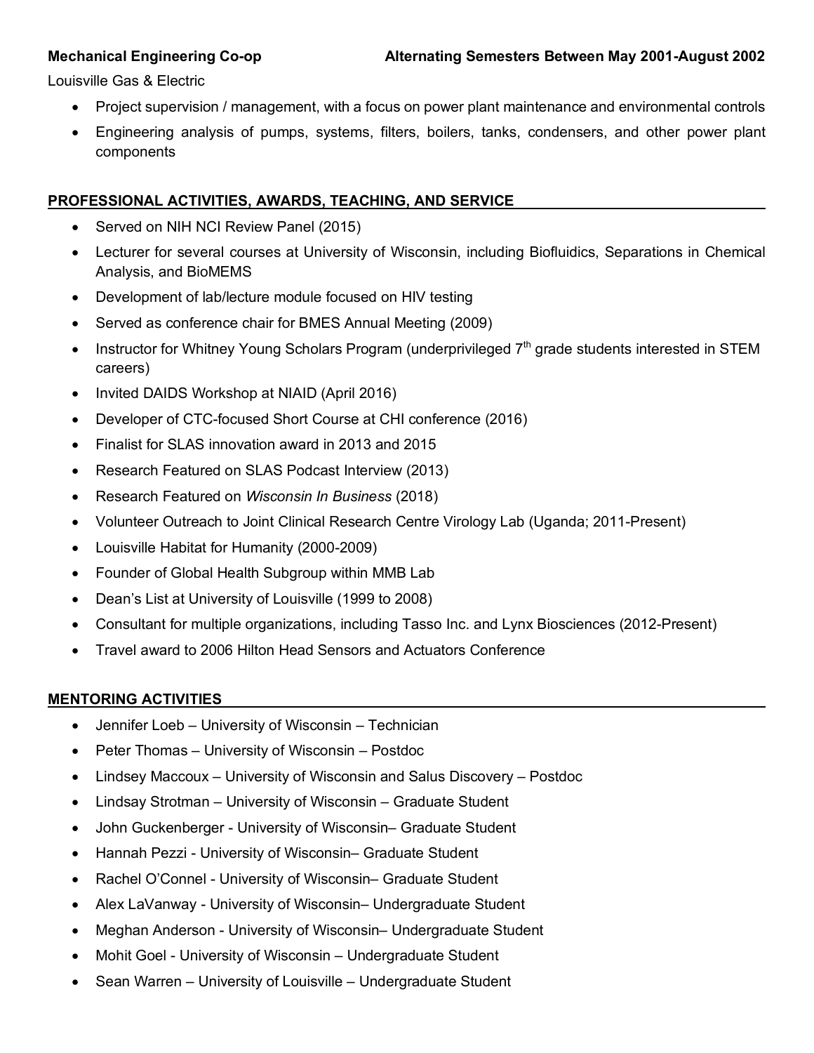**Mechanical Engineering Co-op** **Alternating Semesters Between May 2001-August 2002**

Louisville Gas & Electric

- Project supervision / management, with a focus on power plant maintenance and environmental controls
- Engineering analysis of pumps, systems, filters, boilers, tanks, condensers, and other power plant components

## PROFESSIONAL ACTIVITIES, AWARDS, TEACHING, AND SERVICE

- Served on NIH NCI Review Panel (2015)
- Lecturer for several courses at University of Wisconsin, including Biofluidics, Separations in Chemical Analysis, and BioMEMS
- Development of lab/lecture module focused on HIV testing
- Served as conference chair for BMES Annual Meeting (2009)
- Instructor for Whitney Young Scholars Program (underprivileged 7th grade students interested in STEM careers)
- Invited DAIDS Workshop at NIAID (April 2016)
- Developer of CTC-focused Short Course at CHI conference (2016)
- Finalist for SLAS innovation award in 2013 and 2015
- Research Featured on SLAS Podcast Interview (2013)
- Research Featured on *Wisconsin In Business* (2018)
- Volunteer Outreach to Joint Clinical Research Centre Virology Lab (Uganda; 2011-Present)
- Louisville Habitat for Humanity (2000-2009)
- Founder of Global Health Subgroup within MMB Lab
- Dean's List at University of Louisville (1999 to 2008)
- Consultant for multiple organizations, including Tasso Inc. and Lynx Biosciences (2012-Present)
- Travel award to 2006 Hilton Head Sensors and Actuators Conference

## MENTORING ACTIVITIES

- Jennifer Loeb – University of Wisconsin – Technician
- Peter Thomas – University of Wisconsin – Postdoc
- Lindsey Maccoux – University of Wisconsin and Salus Discovery – Postdoc
- Lindsay Strotman – University of Wisconsin – Graduate Student
- John Guckenberger - University of Wisconsin– Graduate Student
- Hannah Pezzi - University of Wisconsin– Graduate Student
- Rachel O'Connel - University of Wisconsin– Graduate Student
- Alex LaVanway - University of Wisconsin– Undergraduate Student
- Meghan Anderson - University of Wisconsin– Undergraduate Student
- Mohit Goel - University of Wisconsin – Undergraduate Student
- Sean Warren – University of Louisville – Undergraduate Student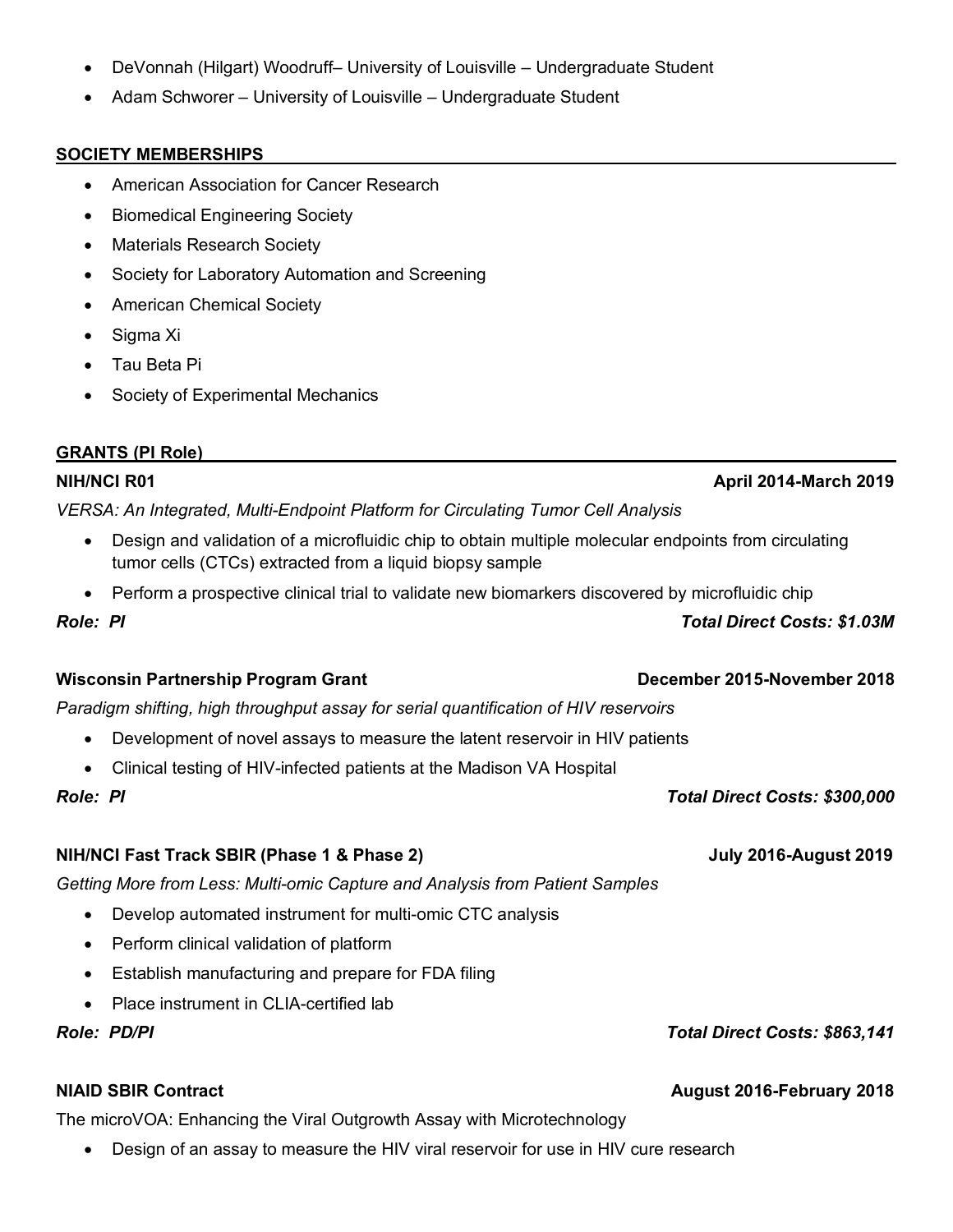- DeVonnah (Hilgart) Woodruff– University of Louisville – Undergraduate Student
- Adam Schworer – University of Louisville – Undergraduate Student

## SOCIETY MEMBERSHIPS

- American Association for Cancer Research
- Biomedical Engineering Society
- Materials Research Society
- Society for Laboratory Automation and Screening
- American Chemical Society
- Sigma Xi
- Tau Beta Pi
- Society of Experimental Mechanics

## GRANTS (PI Role)

**NIH/NCI R01** **April 2014-March 2019**

*VERSA: An Integrated, Multi-Endpoint Platform for Circulating Tumor Cell Analysis*

- Design and validation of a microfluidic chip to obtain multiple molecular endpoints from circulating tumor cells (CTCs) extracted from a liquid biopsy sample
- Perform a prospective clinical trial to validate new biomarkers discovered by microfluidic chip

***Role: PI*** ***Total Direct Costs: $1.03M***

**Wisconsin Partnership Program Grant** **December 2015-November 2018**

*Paradigm shifting, high throughput assay for serial quantification of HIV reservoirs*

- Development of novel assays to measure the latent reservoir in HIV patients
- Clinical testing of HIV-infected patients at the Madison VA Hospital

***Role: PI*** ***Total Direct Costs: $300,000***

**NIH/NCI Fast Track SBIR (Phase 1 & Phase 2)** **July 2016-August 2019**

*Getting More from Less: Multi-omic Capture and Analysis from Patient Samples*

- Develop automated instrument for multi-omic CTC analysis
- Perform clinical validation of platform
- Establish manufacturing and prepare for FDA filing
- Place instrument in CLIA-certified lab

***Role: PD/PI*** ***Total Direct Costs: $863,141***

**NIAID SBIR Contract** **August 2016-February 2018**

The microVOA: Enhancing the Viral Outgrowth Assay with Microtechnology

- Design of an assay to measure the HIV viral reservoir for use in HIV cure research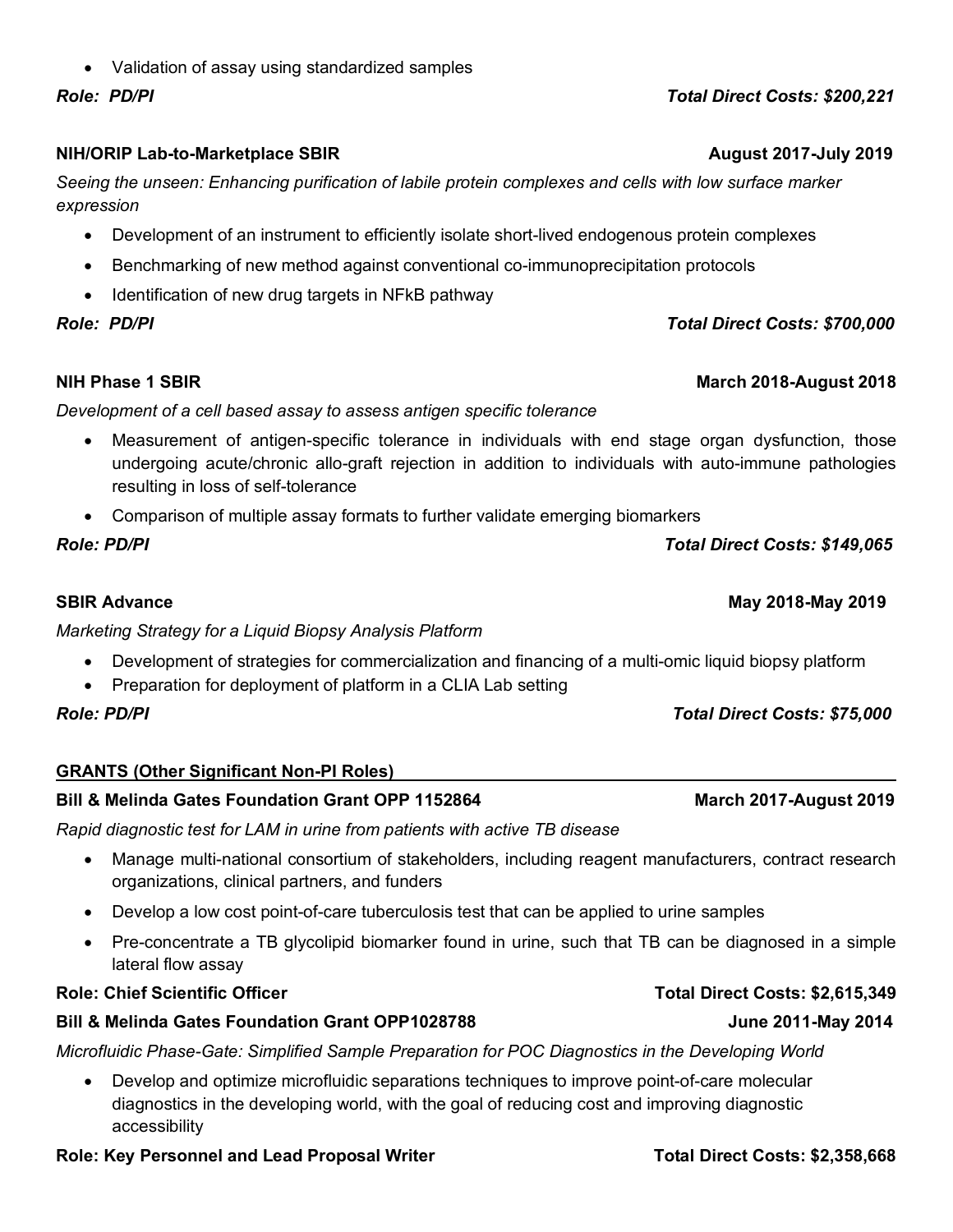- Validation of assay using standardized samples

***Role: PD/PI*** — ***Total Direct Costs: $200,221***

**NIH/ORIP Lab-to-Marketplace SBIR** — **August 2017-July 2019**

*Seeing the unseen: Enhancing purification of labile protein complexes and cells with low surface marker expression*

- Development of an instrument to efficiently isolate short-lived endogenous protein complexes
- Benchmarking of new method against conventional co-immunoprecipitation protocols
- Identification of new drug targets in NFkB pathway

***Role: PD/PI*** — ***Total Direct Costs: $700,000***

**NIH Phase 1 SBIR** — **March 2018-August 2018**

*Development of a cell based assay to assess antigen specific tolerance*

- Measurement of antigen-specific tolerance in individuals with end stage organ dysfunction, those undergoing acute/chronic allo-graft rejection in addition to individuals with auto-immune pathologies resulting in loss of self-tolerance
- Comparison of multiple assay formats to further validate emerging biomarkers

***Role: PD/PI*** — ***Total Direct Costs: $149,065***

**SBIR Advance** — **May 2018-May 2019**

*Marketing Strategy for a Liquid Biopsy Analysis Platform*

- Development of strategies for commercialization and financing of a multi-omic liquid biopsy platform
- Preparation for deployment of platform in a CLIA Lab setting

***Role: PD/PI*** — ***Total Direct Costs: $75,000***

## GRANTS (Other Significant Non-PI Roles)

**Bill & Melinda Gates Foundation Grant OPP 1152864** — **March 2017-August 2019**

*Rapid diagnostic test for LAM in urine from patients with active TB disease*

- Manage multi-national consortium of stakeholders, including reagent manufacturers, contract research organizations, clinical partners, and funders
- Develop a low cost point-of-care tuberculosis test that can be applied to urine samples
- Pre-concentrate a TB glycolipid biomarker found in urine, such that TB can be diagnosed in a simple lateral flow assay

**Role: Chief Scientific Officer** — **Total Direct Costs: $2,615,349**

**Bill & Melinda Gates Foundation Grant OPP1028788** — **June 2011-May 2014**

*Microfluidic Phase-Gate: Simplified Sample Preparation for POC Diagnostics in the Developing World*

- Develop and optimize microfluidic separations techniques to improve point-of-care molecular diagnostics in the developing world, with the goal of reducing cost and improving diagnostic accessibility

**Role: Key Personnel and Lead Proposal Writer** — **Total Direct Costs: $2,358,668**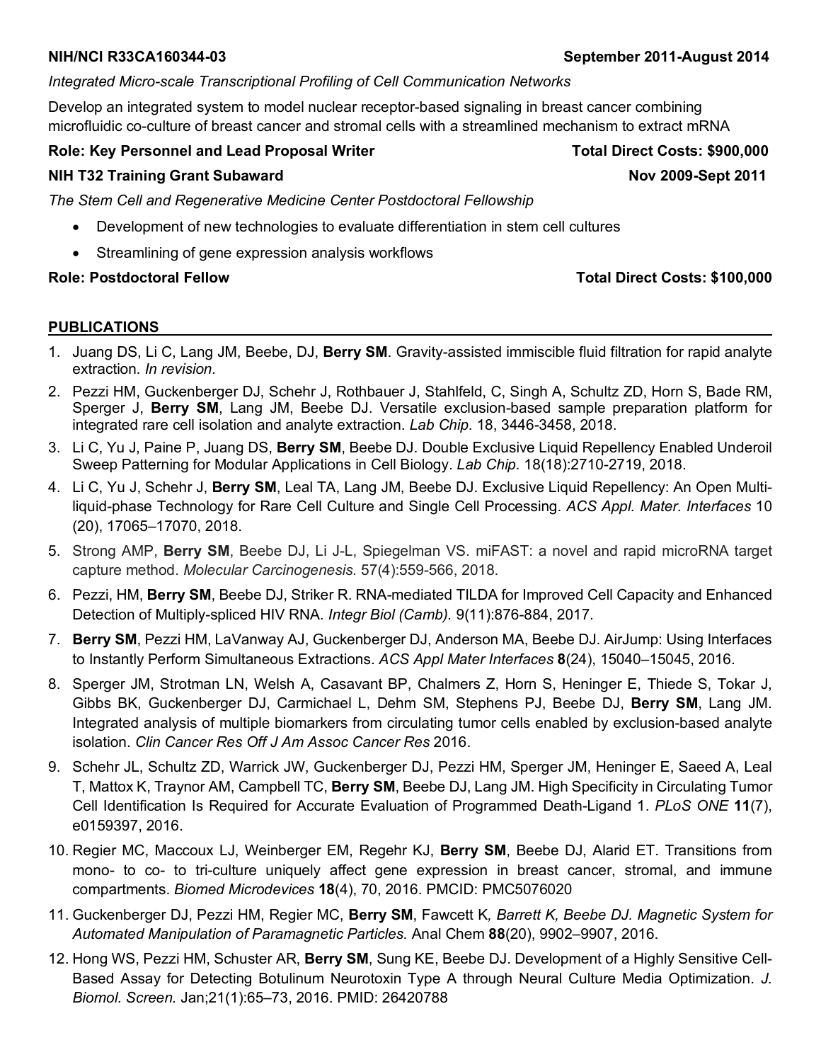**NIH/NCI R33CA160344-03** **September 2011-August 2014**

*Integrated Micro-scale Transcriptional Profiling of Cell Communication Networks*

Develop an integrated system to model nuclear receptor-based signaling in breast cancer combining microfluidic co-culture of breast cancer and stromal cells with a streamlined mechanism to extract mRNA

**Role: Key Personnel and Lead Proposal Writer** **Total Direct Costs: $900,000**

**NIH T32 Training Grant Subaward** **Nov 2009-Sept 2011**

*The Stem Cell and Regenerative Medicine Center Postdoctoral Fellowship*

- Development of new technologies to evaluate differentiation in stem cell cultures
- Streamlining of gene expression analysis workflows

**Role: Postdoctoral Fellow** **Total Direct Costs: $100,000**

## PUBLICATIONS

1. Juang DS, Li C, Lang JM, Beebe, DJ, **Berry SM**. Gravity-assisted immiscible fluid filtration for rapid analyte extraction. *In revision.*
2. Pezzi HM, Guckenberger DJ, Schehr J, Rothbauer J, Stahlfeld, C, Singh A, Schultz ZD, Horn S, Bade RM, Sperger J, **Berry SM**, Lang JM, Beebe DJ. Versatile exclusion-based sample preparation platform for integrated rare cell isolation and analyte extraction. *Lab Chip.* 18, 3446-3458, 2018.
3. Li C, Yu J, Paine P, Juang DS, **Berry SM**, Beebe DJ. Double Exclusive Liquid Repellency Enabled Underoil Sweep Patterning for Modular Applications in Cell Biology. *Lab Chip.* 18(18):2710-2719, 2018.
4. Li C, Yu J, Schehr J, **Berry SM**, Leal TA, Lang JM, Beebe DJ. Exclusive Liquid Repellency: An Open Multi-liquid-phase Technology for Rare Cell Culture and Single Cell Processing. *ACS Appl. Mater. Interfaces* 10 (20), 17065–17070, 2018.
5. Strong AMP, **Berry SM**, Beebe DJ, Li J-L, Spiegelman VS. miFAST: a novel and rapid microRNA target capture method. *Molecular Carcinogenesis.* 57(4):559-566, 2018.
6. Pezzi, HM, **Berry SM**, Beebe DJ, Striker R. RNA-mediated TILDA for Improved Cell Capacity and Enhanced Detection of Multiply-spliced HIV RNA. *Integr Biol (Camb).* 9(11):876-884, 2017.
7. **Berry SM**, Pezzi HM, LaVanway AJ, Guckenberger DJ, Anderson MA, Beebe DJ. AirJump: Using Interfaces to Instantly Perform Simultaneous Extractions. *ACS Appl Mater Interfaces* **8**(24), 15040–15045, 2016.
8. Sperger JM, Strotman LN, Welsh A, Casavant BP, Chalmers Z, Horn S, Heninger E, Thiede S, Tokar J, Gibbs BK, Guckenberger DJ, Carmichael L, Dehm SM, Stephens PJ, Beebe DJ, **Berry SM**, Lang JM. Integrated analysis of multiple biomarkers from circulating tumor cells enabled by exclusion-based analyte isolation. *Clin Cancer Res Off J Am Assoc Cancer Res* 2016.
9. Schehr JL, Schultz ZD, Warrick JW, Guckenberger DJ, Pezzi HM, Sperger JM, Heninger E, Saeed A, Leal T, Mattox K, Traynor AM, Campbell TC, **Berry SM**, Beebe DJ, Lang JM. High Specificity in Circulating Tumor Cell Identification Is Required for Accurate Evaluation of Programmed Death-Ligand 1. *PLoS ONE* **11**(7), e0159397, 2016.
10. Regier MC, Maccoux LJ, Weinberger EM, Regehr KJ, **Berry SM**, Beebe DJ, Alarid ET. Transitions from mono- to co- to tri-culture uniquely affect gene expression in breast cancer, stromal, and immune compartments. *Biomed Microdevices* **18**(4), 70, 2016. PMCID: PMC5076020
11. Guckenberger DJ, Pezzi HM, Regier MC, **Berry SM**, Fawcett K*, Barrett K, Beebe DJ. Magnetic System for Automated Manipulation of Paramagnetic Particles.* Anal Chem **88**(20), 9902–9907, 2016.
12. Hong WS, Pezzi HM, Schuster AR, **Berry SM**, Sung KE, Beebe DJ. Development of a Highly Sensitive Cell-Based Assay for Detecting Botulinum Neurotoxin Type A through Neural Culture Media Optimization. *J. Biomol. Screen.* Jan;21(1):65–73, 2016. PMID: 26420788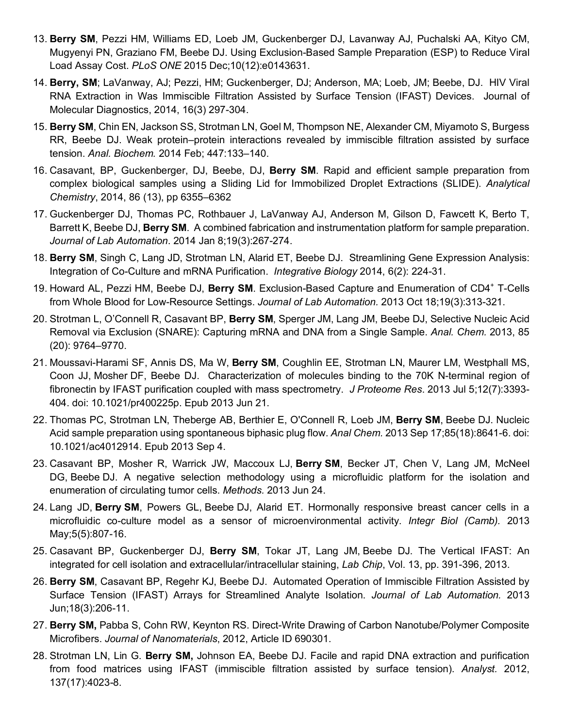13. **Berry SM**, Pezzi HM, Williams ED, Loeb JM, Guckenberger DJ, Lavanway AJ, Puchalski AA, Kityo CM, Mugyenyi PN, Graziano FM, Beebe DJ. Using Exclusion-Based Sample Preparation (ESP) to Reduce Viral Load Assay Cost. *PLoS ONE* 2015 Dec;10(12):e0143631.

14. **Berry, SM**; LaVanway, AJ; Pezzi, HM; Guckenberger, DJ; Anderson, MA; Loeb, JM; Beebe, DJ. HIV Viral RNA Extraction in Was Immiscible Filtration Assisted by Surface Tension (IFAST) Devices. Journal of Molecular Diagnostics, 2014, 16(3) 297-304.

15. **Berry SM**, Chin EN, Jackson SS, Strotman LN, Goel M, Thompson NE, Alexander CM, Miyamoto S, Burgess RR, Beebe DJ. Weak protein–protein interactions revealed by immiscible filtration assisted by surface tension. *Anal. Biochem.* 2014 Feb; 447:133–140.

16. Casavant, BP, Guckenberger, DJ, Beebe, DJ, **Berry SM**. Rapid and efficient sample preparation from complex biological samples using a Sliding Lid for Immobilized Droplet Extractions (SLIDE). *Analytical Chemistry*, 2014, 86 (13), pp 6355–6362

17. Guckenberger DJ, Thomas PC, Rothbauer J, LaVanway AJ, Anderson M, Gilson D, Fawcett K, Berto T, Barrett K, Beebe DJ, **Berry SM**. A combined fabrication and instrumentation platform for sample preparation. *Journal of Lab Automation*. 2014 Jan 8;19(3):267-274.

18. **Berry SM**, Singh C, Lang JD, Strotman LN, Alarid ET, Beebe DJ. Streamlining Gene Expression Analysis: Integration of Co-Culture and mRNA Purification. *Integrative Biology* 2014, 6(2): 224-31.

19. Howard AL, Pezzi HM, Beebe DJ, **Berry SM**. Exclusion-Based Capture and Enumeration of $CD4^+$ T-Cells from Whole Blood for Low-Resource Settings. *Journal of Lab Automation.* 2013 Oct 18;19(3):313-321.

20. Strotman L, O'Connell R, Casavant BP, **Berry SM**, Sperger JM, Lang JM, Beebe DJ, Selective Nucleic Acid Removal via Exclusion (SNARE): Capturing mRNA and DNA from a Single Sample. *Anal. Chem.* 2013, 85 (20): 9764–9770.

21. Moussavi-Harami SF, Annis DS, Ma W, **Berry SM**, Coughlin EE, Strotman LN, Maurer LM, Westphall MS, Coon JJ, Mosher DF, Beebe DJ. Characterization of molecules binding to the 70K N-terminal region of fibronectin by IFAST purification coupled with mass spectrometry. *J Proteome Res*. 2013 Jul 5;12(7):3393-404. doi: 10.1021/pr400225p. Epub 2013 Jun 21.

22. Thomas PC, Strotman LN, Theberge AB, Berthier E, O'Connell R, Loeb JM, **Berry SM**, Beebe DJ. Nucleic Acid sample preparation using spontaneous biphasic plug flow. *Anal Chem.* 2013 Sep 17;85(18):8641-6. doi: 10.1021/ac4012914. Epub 2013 Sep 4.

23. Casavant BP, Mosher R, Warrick JW, Maccoux LJ, **Berry SM**, Becker JT, Chen V, Lang JM, McNeel DG, Beebe DJ. A negative selection methodology using a microfluidic platform for the isolation and enumeration of circulating tumor cells. *Methods.* 2013 Jun 24.

24. Lang JD, **Berry SM**, Powers GL, Beebe DJ, Alarid ET. Hormonally responsive breast cancer cells in a microfluidic co-culture model as a sensor of microenvironmental activity. *Integr Biol (Camb).* 2013 May;5(5):807-16.

25. Casavant BP, Guckenberger DJ, **Berry SM**, Tokar JT, Lang JM, Beebe DJ. The Vertical IFAST: An integrated for cell isolation and extracellular/intracellular staining, *Lab Chip*, Vol. 13, pp. 391-396, 2013.

26. **Berry SM**, Casavant BP, Regehr KJ, Beebe DJ. Automated Operation of Immiscible Filtration Assisted by Surface Tension (IFAST) Arrays for Streamlined Analyte Isolation. *Journal of Lab Automation.* 2013 Jun;18(3):206-11.

27. **Berry SM,** Pabba S, Cohn RW, Keynton RS. Direct-Write Drawing of Carbon Nanotube/Polymer Composite Microfibers. *Journal of Nanomaterials*, 2012, Article ID 690301.

28. Strotman LN, Lin G. **Berry SM,** Johnson EA, Beebe DJ. Facile and rapid DNA extraction and purification from food matrices using IFAST (immiscible filtration assisted by surface tension). *Analyst.* 2012, 137(17):4023-8.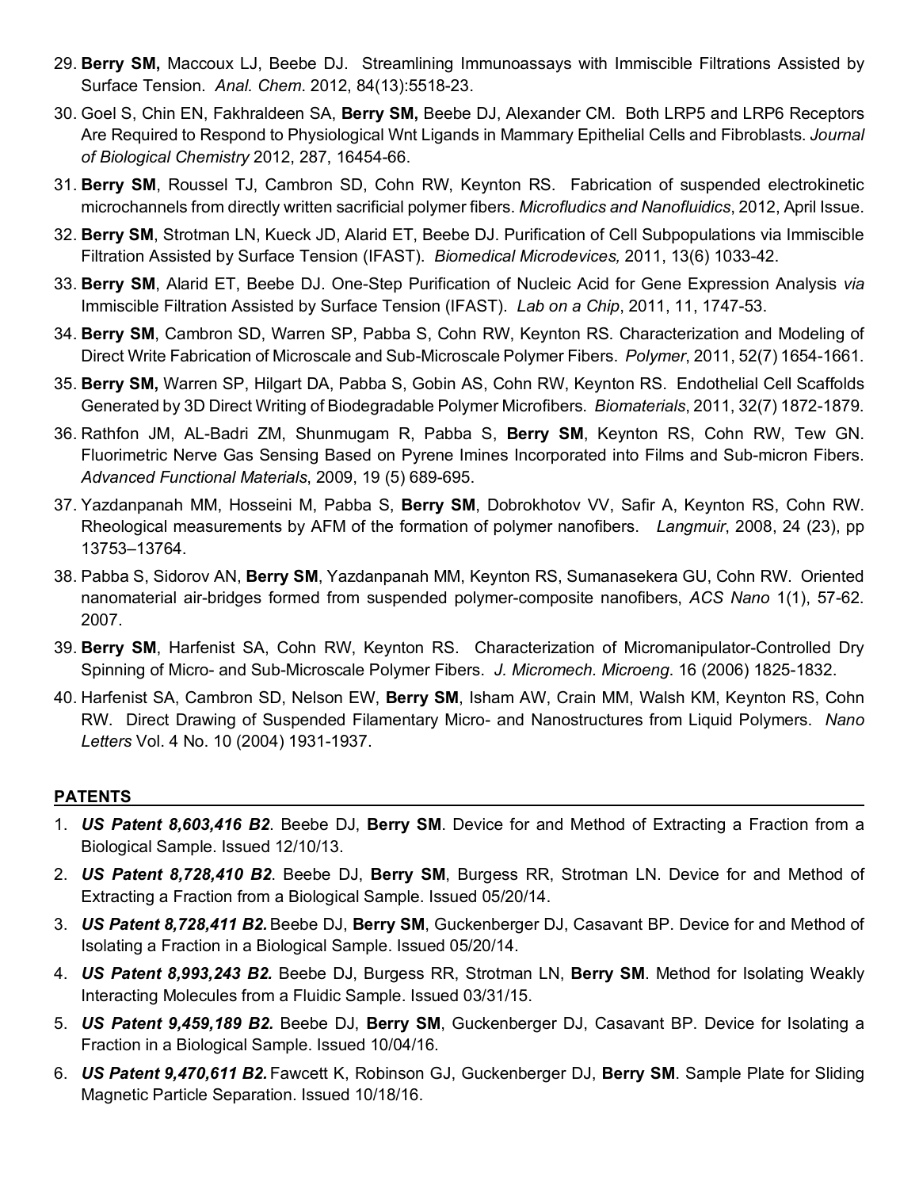29. **Berry SM,** Maccoux LJ, Beebe DJ. Streamlining Immunoassays with Immiscible Filtrations Assisted by Surface Tension. *Anal. Chem*. 2012, 84(13):5518-23.
30. Goel S, Chin EN, Fakhraldeen SA, **Berry SM,** Beebe DJ, Alexander CM. Both LRP5 and LRP6 Receptors Are Required to Respond to Physiological Wnt Ligands in Mammary Epithelial Cells and Fibroblasts. *Journal of Biological Chemistry* 2012, 287, 16454-66.
31. **Berry SM**, Roussel TJ, Cambron SD, Cohn RW, Keynton RS. Fabrication of suspended electrokinetic microchannels from directly written sacrificial polymer fibers. *Microfludics and Nanofluidics*, 2012, April Issue.
32. **Berry SM**, Strotman LN, Kueck JD, Alarid ET, Beebe DJ. Purification of Cell Subpopulations via Immiscible Filtration Assisted by Surface Tension (IFAST). *Biomedical Microdevices,* 2011, 13(6) 1033-42.
33. **Berry SM**, Alarid ET, Beebe DJ. One-Step Purification of Nucleic Acid for Gene Expression Analysis *via* Immiscible Filtration Assisted by Surface Tension (IFAST). *Lab on a Chip*, 2011, 11, 1747-53.
34. **Berry SM**, Cambron SD, Warren SP, Pabba S, Cohn RW, Keynton RS. Characterization and Modeling of Direct Write Fabrication of Microscale and Sub-Microscale Polymer Fibers. *Polymer*, 2011, 52(7) 1654-1661.
35. **Berry SM,** Warren SP, Hilgart DA, Pabba S, Gobin AS, Cohn RW, Keynton RS. Endothelial Cell Scaffolds Generated by 3D Direct Writing of Biodegradable Polymer Microfibers. *Biomaterials*, 2011, 32(7) 1872-1879.
36. Rathfon JM, AL-Badri ZM, Shunmugam R, Pabba S, **Berry SM**, Keynton RS, Cohn RW, Tew GN. Fluorimetric Nerve Gas Sensing Based on Pyrene Imines Incorporated into Films and Sub-micron Fibers. *Advanced Functional Materials*, 2009, 19 (5) 689-695.
37. Yazdanpanah MM, Hosseini M, Pabba S, **Berry SM**, Dobrokhotov VV, Safir A, Keynton RS, Cohn RW. Rheological measurements by AFM of the formation of polymer nanofibers. *Langmuir*, 2008, 24 (23), pp 13753–13764.
38. Pabba S, Sidorov AN, **Berry SM**, Yazdanpanah MM, Keynton RS, Sumanasekera GU, Cohn RW. Oriented nanomaterial air-bridges formed from suspended polymer-composite nanofibers, *ACS Nano* 1(1), 57-62. 2007.
39. **Berry SM**, Harfenist SA, Cohn RW, Keynton RS. Characterization of Micromanipulator-Controlled Dry Spinning of Micro- and Sub-Microscale Polymer Fibers. *J. Micromech. Microeng*. 16 (2006) 1825-1832.
40. Harfenist SA, Cambron SD, Nelson EW, **Berry SM**, Isham AW, Crain MM, Walsh KM, Keynton RS, Cohn RW. Direct Drawing of Suspended Filamentary Micro- and Nanostructures from Liquid Polymers. *Nano Letters* Vol. 4 No. 10 (2004) 1931-1937.

## PATENTS

1. ***US Patent 8,603,416 B2***. Beebe DJ, **Berry SM**. Device for and Method of Extracting a Fraction from a Biological Sample. Issued 12/10/13.
2. ***US Patent 8,728,410 B2***. Beebe DJ, **Berry SM**, Burgess RR, Strotman LN. Device for and Method of Extracting a Fraction from a Biological Sample. Issued 05/20/14.
3. ***US Patent 8,728,411 B2.*** Beebe DJ, **Berry SM**, Guckenberger DJ, Casavant BP. Device for and Method of Isolating a Fraction in a Biological Sample. Issued 05/20/14.
4. ***US Patent 8,993,243 B2.*** Beebe DJ, Burgess RR, Strotman LN, **Berry SM**. Method for Isolating Weakly Interacting Molecules from a Fluidic Sample. Issued 03/31/15.
5. ***US Patent 9,459,189 B2.*** Beebe DJ, **Berry SM**, Guckenberger DJ, Casavant BP. Device for Isolating a Fraction in a Biological Sample. Issued 10/04/16.
6. ***US Patent 9,470,611 B2.*** Fawcett K, Robinson GJ, Guckenberger DJ, **Berry SM**. Sample Plate for Sliding Magnetic Particle Separation. Issued 10/18/16.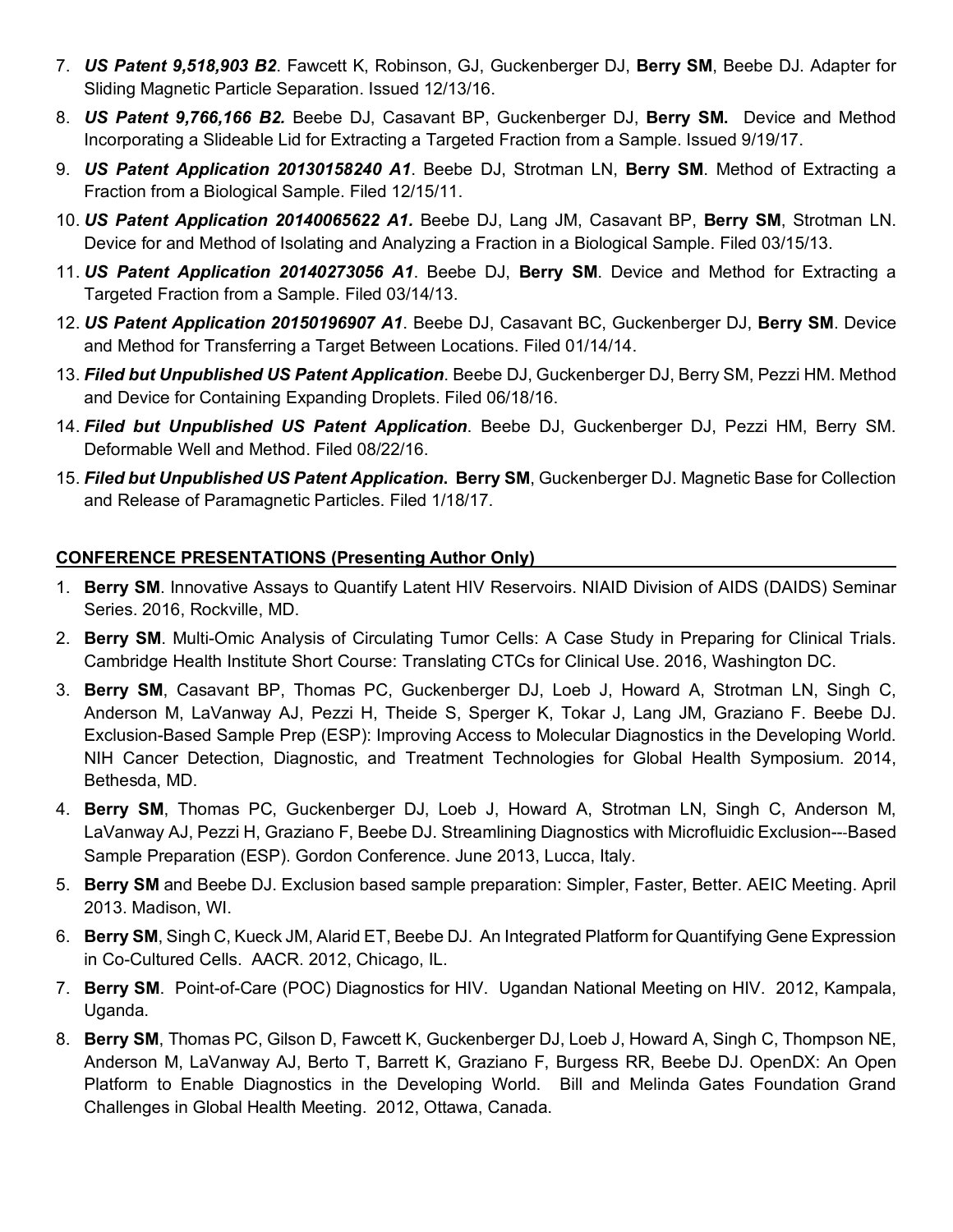7. ***US Patent 9,518,903 B2***. Fawcett K, Robinson, GJ, Guckenberger DJ, **Berry SM**, Beebe DJ. Adapter for Sliding Magnetic Particle Separation. Issued 12/13/16.
8. ***US Patent 9,766,166 B2.*** Beebe DJ, Casavant BP, Guckenberger DJ, **Berry SM.** Device and Method Incorporating a Slideable Lid for Extracting a Targeted Fraction from a Sample. Issued 9/19/17.
9. ***US Patent Application 20130158240 A1***. Beebe DJ, Strotman LN, **Berry SM**. Method of Extracting a Fraction from a Biological Sample. Filed 12/15/11.
10. ***US Patent Application 20140065622 A1.*** Beebe DJ, Lang JM, Casavant BP, **Berry SM**, Strotman LN. Device for and Method of Isolating and Analyzing a Fraction in a Biological Sample. Filed 03/15/13.
11. ***US Patent Application 20140273056 A1***. Beebe DJ, **Berry SM**. Device and Method for Extracting a Targeted Fraction from a Sample. Filed 03/14/13.
12. ***US Patent Application 20150196907 A1***. Beebe DJ, Casavant BC, Guckenberger DJ, **Berry SM**. Device and Method for Transferring a Target Between Locations. Filed 01/14/14.
13. ***Filed but Unpublished US Patent Application***. Beebe DJ, Guckenberger DJ, Berry SM, Pezzi HM. Method and Device for Containing Expanding Droplets. Filed 06/18/16.
14. ***Filed but Unpublished US Patent Application***. Beebe DJ, Guckenberger DJ, Pezzi HM, Berry SM. Deformable Well and Method. Filed 08/22/16.
15. ***Filed but Unpublished US Patent Application.*** **Berry SM**, Guckenberger DJ. Magnetic Base for Collection and Release of Paramagnetic Particles. Filed 1/18/17.

## CONFERENCE PRESENTATIONS (Presenting Author Only)

1. **Berry SM**. Innovative Assays to Quantify Latent HIV Reservoirs. NIAID Division of AIDS (DAIDS) Seminar Series. 2016, Rockville, MD.
2. **Berry SM**. Multi-Omic Analysis of Circulating Tumor Cells: A Case Study in Preparing for Clinical Trials. Cambridge Health Institute Short Course: Translating CTCs for Clinical Use. 2016, Washington DC.
3. **Berry SM**, Casavant BP, Thomas PC, Guckenberger DJ, Loeb J, Howard A, Strotman LN, Singh C, Anderson M, LaVanway AJ, Pezzi H, Theide S, Sperger K, Tokar J, Lang JM, Graziano F. Beebe DJ. Exclusion-Based Sample Prep (ESP): Improving Access to Molecular Diagnostics in the Developing World. NIH Cancer Detection, Diagnostic, and Treatment Technologies for Global Health Symposium. 2014, Bethesda, MD.
4. **Berry SM**, Thomas PC, Guckenberger DJ, Loeb J, Howard A, Strotman LN, Singh C, Anderson M, LaVanway AJ, Pezzi H, Graziano F, Beebe DJ. Streamlining Diagnostics with Microfluidic Exclusion---Based Sample Preparation (ESP). Gordon Conference. June 2013, Lucca, Italy.
5. **Berry SM** and Beebe DJ. Exclusion based sample preparation: Simpler, Faster, Better. AEIC Meeting. April 2013. Madison, WI.
6. **Berry SM**, Singh C, Kueck JM, Alarid ET, Beebe DJ. An Integrated Platform for Quantifying Gene Expression in Co-Cultured Cells. AACR. 2012, Chicago, IL.
7. **Berry SM**. Point-of-Care (POC) Diagnostics for HIV. Ugandan National Meeting on HIV. 2012, Kampala, Uganda.
8. **Berry SM**, Thomas PC, Gilson D, Fawcett K, Guckenberger DJ, Loeb J, Howard A, Singh C, Thompson NE, Anderson M, LaVanway AJ, Berto T, Barrett K, Graziano F, Burgess RR, Beebe DJ. OpenDX: An Open Platform to Enable Diagnostics in the Developing World. Bill and Melinda Gates Foundation Grand Challenges in Global Health Meeting. 2012, Ottawa, Canada.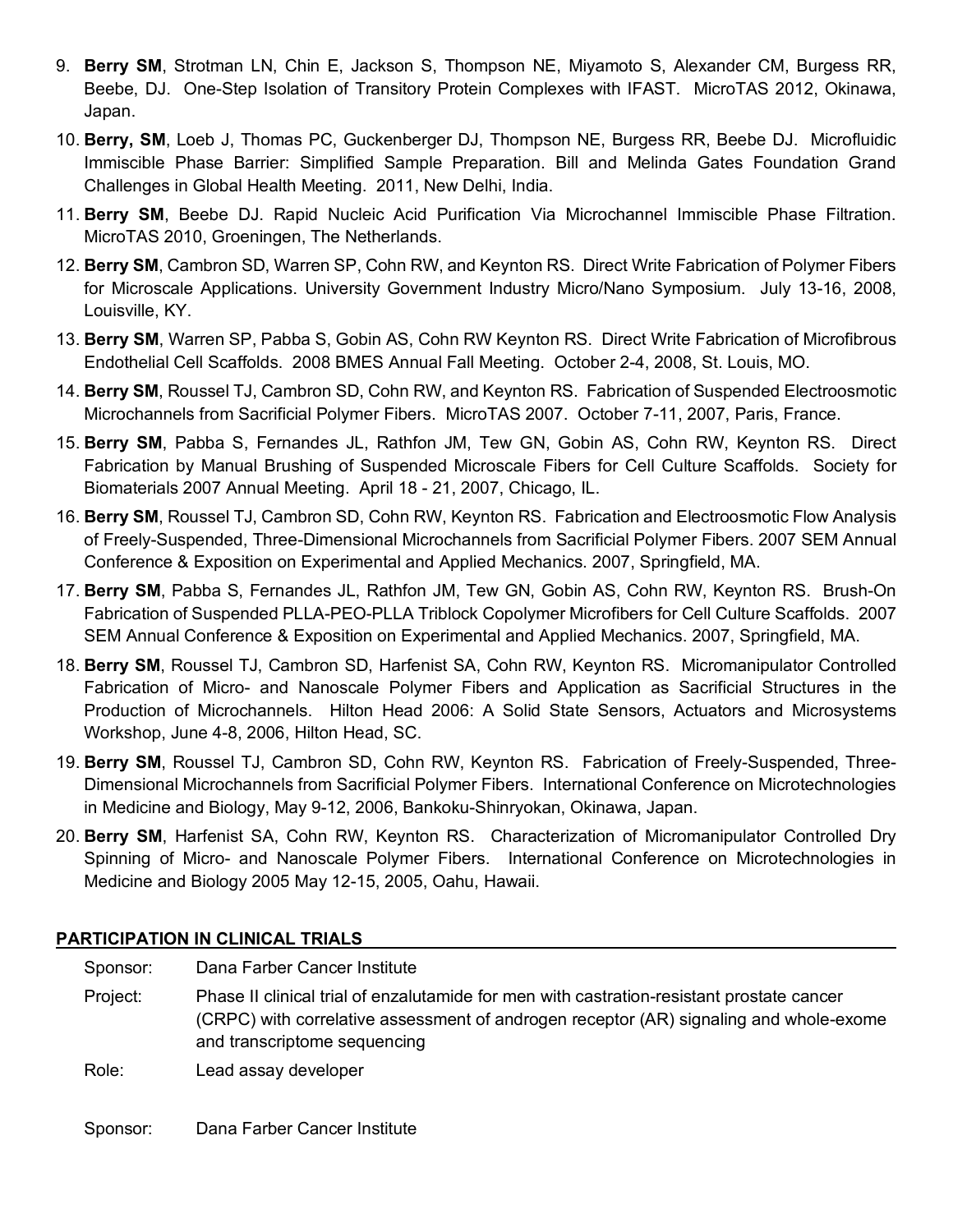9. **Berry SM**, Strotman LN, Chin E, Jackson S, Thompson NE, Miyamoto S, Alexander CM, Burgess RR, Beebe, DJ. One-Step Isolation of Transitory Protein Complexes with IFAST. MicroTAS 2012, Okinawa, Japan.
10. **Berry, SM**, Loeb J, Thomas PC, Guckenberger DJ, Thompson NE, Burgess RR, Beebe DJ. Microfluidic Immiscible Phase Barrier: Simplified Sample Preparation. Bill and Melinda Gates Foundation Grand Challenges in Global Health Meeting. 2011, New Delhi, India.
11. **Berry SM**, Beebe DJ. Rapid Nucleic Acid Purification Via Microchannel Immiscible Phase Filtration. MicroTAS 2010, Groeningen, The Netherlands.
12. **Berry SM**, Cambron SD, Warren SP, Cohn RW, and Keynton RS. Direct Write Fabrication of Polymer Fibers for Microscale Applications. University Government Industry Micro/Nano Symposium. July 13-16, 2008, Louisville, KY.
13. **Berry SM**, Warren SP, Pabba S, Gobin AS, Cohn RW Keynton RS. Direct Write Fabrication of Microfibrous Endothelial Cell Scaffolds. 2008 BMES Annual Fall Meeting. October 2-4, 2008, St. Louis, MO.
14. **Berry SM**, Roussel TJ, Cambron SD, Cohn RW, and Keynton RS. Fabrication of Suspended Electroosmotic Microchannels from Sacrificial Polymer Fibers. MicroTAS 2007. October 7-11, 2007, Paris, France.
15. **Berry SM**, Pabba S, Fernandes JL, Rathfon JM, Tew GN, Gobin AS, Cohn RW, Keynton RS. Direct Fabrication by Manual Brushing of Suspended Microscale Fibers for Cell Culture Scaffolds. Society for Biomaterials 2007 Annual Meeting. April 18 - 21, 2007, Chicago, IL.
16. **Berry SM**, Roussel TJ, Cambron SD, Cohn RW, Keynton RS. Fabrication and Electroosmotic Flow Analysis of Freely-Suspended, Three-Dimensional Microchannels from Sacrificial Polymer Fibers. 2007 SEM Annual Conference & Exposition on Experimental and Applied Mechanics. 2007, Springfield, MA.
17. **Berry SM**, Pabba S, Fernandes JL, Rathfon JM, Tew GN, Gobin AS, Cohn RW, Keynton RS. Brush-On Fabrication of Suspended PLLA-PEO-PLLA Triblock Copolymer Microfibers for Cell Culture Scaffolds. 2007 SEM Annual Conference & Exposition on Experimental and Applied Mechanics. 2007, Springfield, MA.
18. **Berry SM**, Roussel TJ, Cambron SD, Harfenist SA, Cohn RW, Keynton RS. Micromanipulator Controlled Fabrication of Micro- and Nanoscale Polymer Fibers and Application as Sacrificial Structures in the Production of Microchannels. Hilton Head 2006: A Solid State Sensors, Actuators and Microsystems Workshop, June 4-8, 2006, Hilton Head, SC.
19. **Berry SM**, Roussel TJ, Cambron SD, Cohn RW, Keynton RS. Fabrication of Freely-Suspended, Three-Dimensional Microchannels from Sacrificial Polymer Fibers. International Conference on Microtechnologies in Medicine and Biology, May 9-12, 2006, Bankoku-Shinryokan, Okinawa, Japan.
20. **Berry SM**, Harfenist SA, Cohn RW, Keynton RS. Characterization of Micromanipulator Controlled Dry Spinning of Micro- and Nanoscale Polymer Fibers. International Conference on Microtechnologies in Medicine and Biology 2005 May 12-15, 2005, Oahu, Hawaii.

## PARTICIPATION IN CLINICAL TRIALS

Sponsor: Dana Farber Cancer Institute

Project: Phase II clinical trial of enzalutamide for men with castration-resistant prostate cancer (CRPC) with correlative assessment of androgen receptor (AR) signaling and whole-exome and transcriptome sequencing

Role: Lead assay developer

Sponsor: Dana Farber Cancer Institute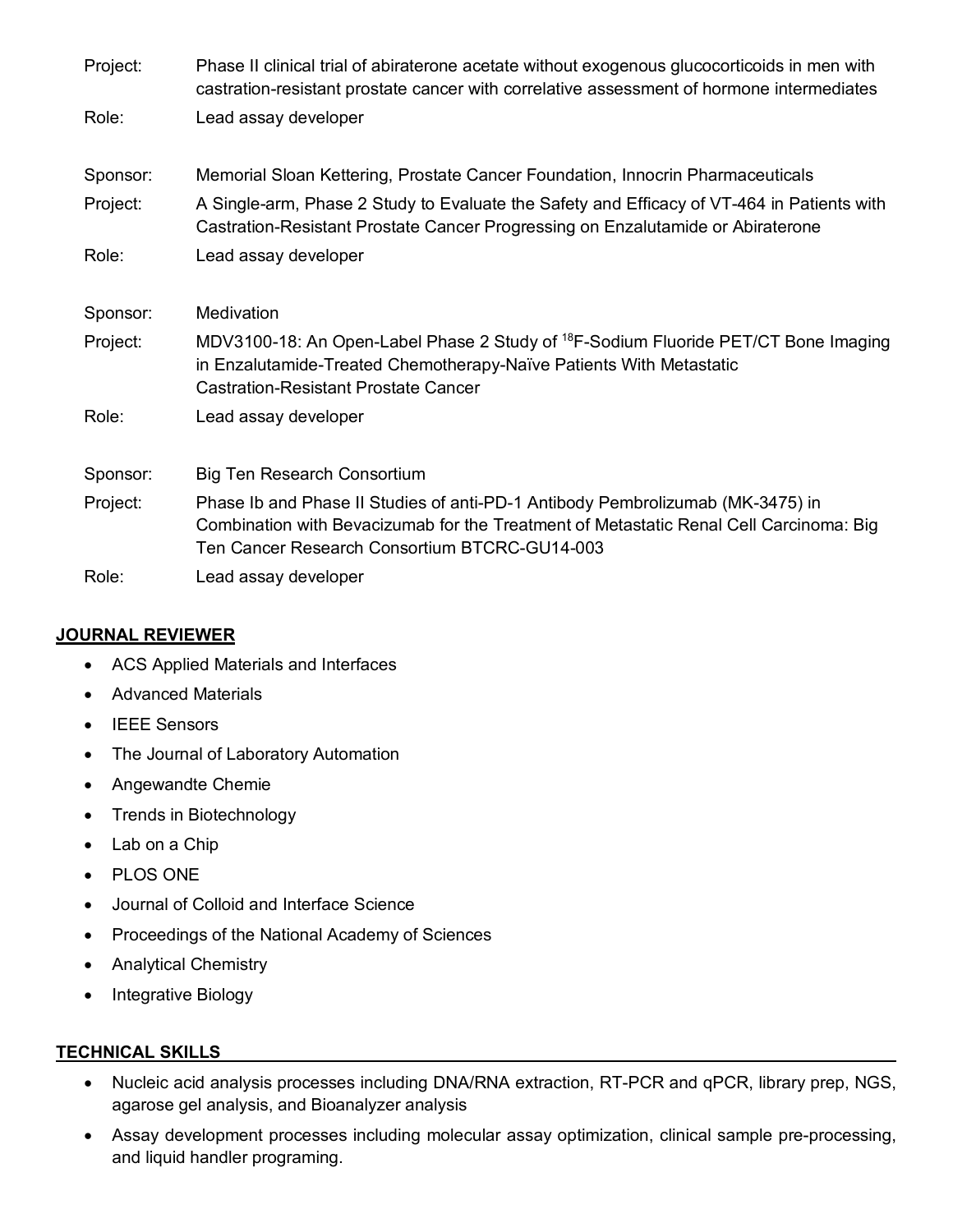Project: Phase II clinical trial of abiraterone acetate without exogenous glucocorticoids in men with castration-resistant prostate cancer with correlative assessment of hormone intermediates

Role: Lead assay developer

Sponsor: Memorial Sloan Kettering, Prostate Cancer Foundation, Innocrin Pharmaceuticals

Project: A Single-arm, Phase 2 Study to Evaluate the Safety and Efficacy of VT-464 in Patients with Castration-Resistant Prostate Cancer Progressing on Enzalutamide or Abiraterone

Role: Lead assay developer

Sponsor: Medivation

Project: MDV3100-18: An Open-Label Phase 2 Study of $^{18}$F-Sodium Fluoride PET/CT Bone Imaging in Enzalutamide-Treated Chemotherapy-Naïve Patients With Metastatic Castration-Resistant Prostate Cancer

Role: Lead assay developer

Sponsor: Big Ten Research Consortium

Project: Phase Ib and Phase II Studies of anti-PD-1 Antibody Pembrolizumab (MK-3475) in Combination with Bevacizumab for the Treatment of Metastatic Renal Cell Carcinoma: Big Ten Cancer Research Consortium BTCRC-GU14-003

Role: Lead assay developer

## JOURNAL REVIEWER

- ACS Applied Materials and Interfaces
- Advanced Materials
- IEEE Sensors
- The Journal of Laboratory Automation
- Angewandte Chemie
- Trends in Biotechnology
- Lab on a Chip
- PLOS ONE
- Journal of Colloid and Interface Science
- Proceedings of the National Academy of Sciences
- Analytical Chemistry
- Integrative Biology

## TECHNICAL SKILLS

- Nucleic acid analysis processes including DNA/RNA extraction, RT-PCR and qPCR, library prep, NGS, agarose gel analysis, and Bioanalyzer analysis
- Assay development processes including molecular assay optimization, clinical sample pre-processing, and liquid handler programing.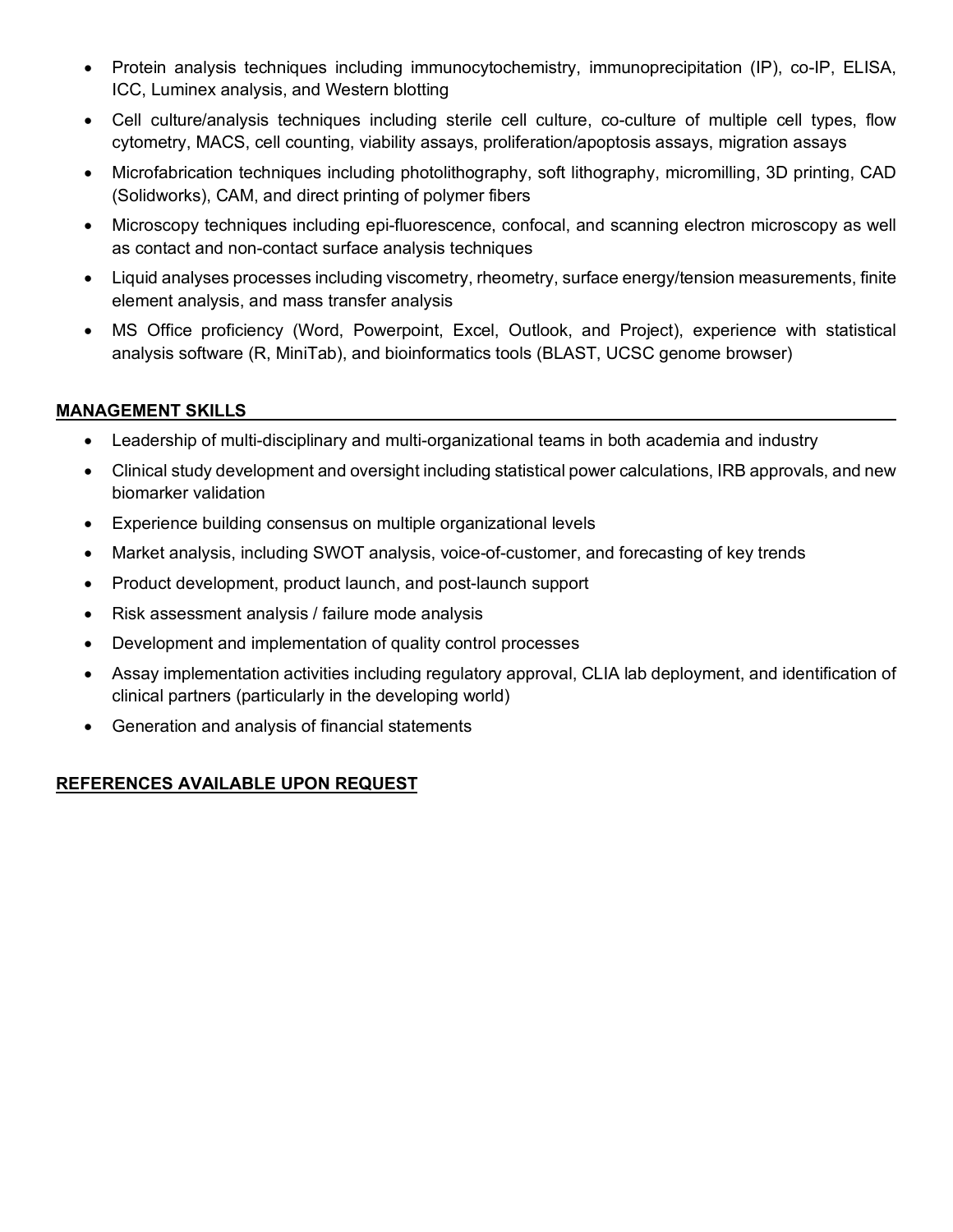- Protein analysis techniques including immunocytochemistry, immunoprecipitation (IP), co-IP, ELISA, ICC, Luminex analysis, and Western blotting
- Cell culture/analysis techniques including sterile cell culture, co-culture of multiple cell types, flow cytometry, MACS, cell counting, viability assays, proliferation/apoptosis assays, migration assays
- Microfabrication techniques including photolithography, soft lithography, micromilling, 3D printing, CAD (Solidworks), CAM, and direct printing of polymer fibers
- Microscopy techniques including epi-fluorescence, confocal, and scanning electron microscopy as well as contact and non-contact surface analysis techniques
- Liquid analyses processes including viscometry, rheometry, surface energy/tension measurements, finite element analysis, and mass transfer analysis
- MS Office proficiency (Word, Powerpoint, Excel, Outlook, and Project), experience with statistical analysis software (R, MiniTab), and bioinformatics tools (BLAST, UCSC genome browser)

## MANAGEMENT SKILLS

- Leadership of multi-disciplinary and multi-organizational teams in both academia and industry
- Clinical study development and oversight including statistical power calculations, IRB approvals, and new biomarker validation
- Experience building consensus on multiple organizational levels
- Market analysis, including SWOT analysis, voice-of-customer, and forecasting of key trends
- Product development, product launch, and post-launch support
- Risk assessment analysis / failure mode analysis
- Development and implementation of quality control processes
- Assay implementation activities including regulatory approval, CLIA lab deployment, and identification of clinical partners (particularly in the developing world)
- Generation and analysis of financial statements

## REFERENCES AVAILABLE UPON REQUEST